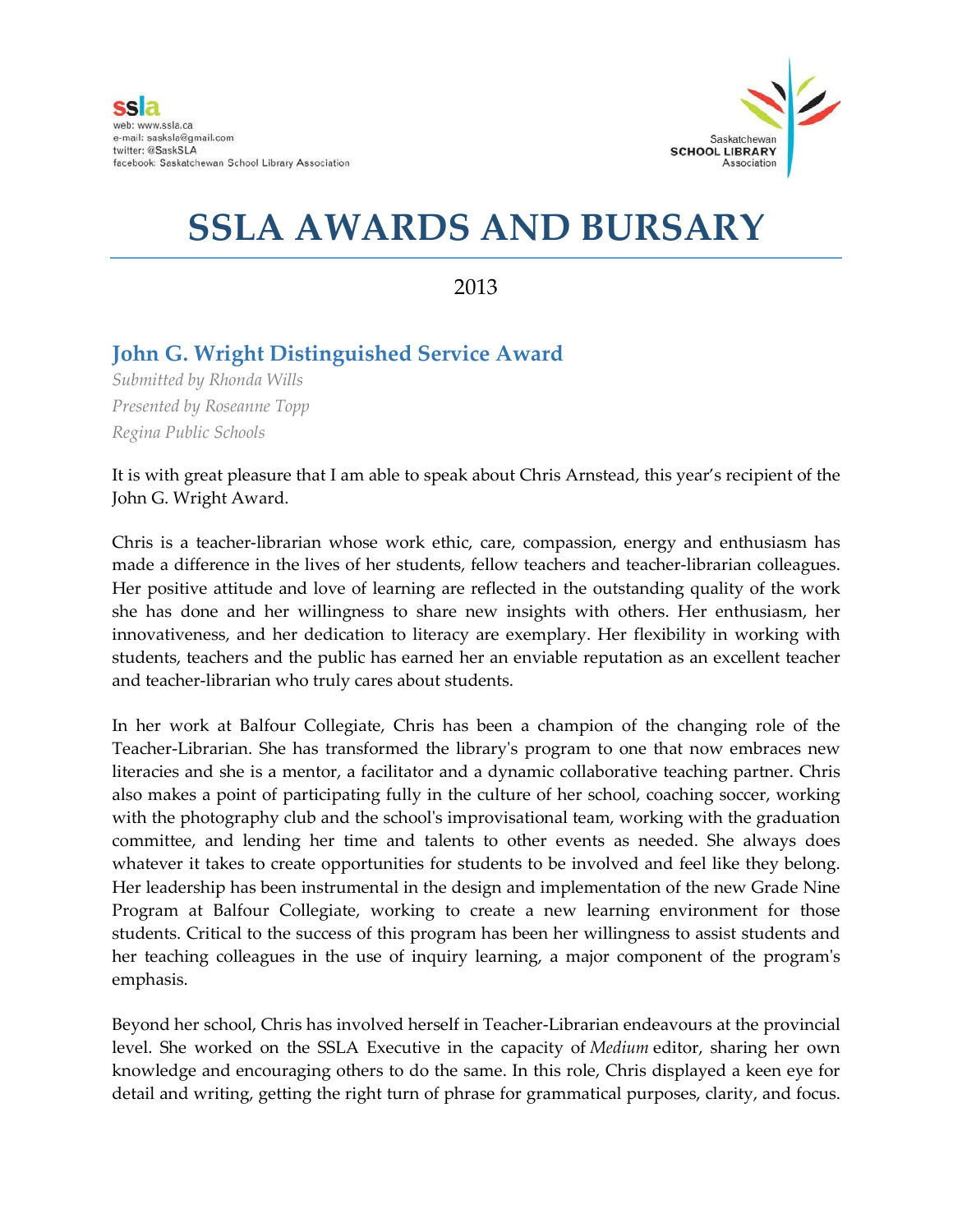ssla
web: www.ssla.ca
e-mail: sasksla@gmail.com
twitter: @SaskSLA
facebook: Saskatchewan School Library Association

Saskatchewan
SCHOOL LIBRARY
Association

# SSLA AWARDS AND BURSARY

2013

## John G. Wright Distinguished Service Award

*Submitted by Rhonda Wills*
*Presented by Roseanne Topp*
*Regina Public Schools*

It is with great pleasure that I am able to speak about Chris Arnstead, this year's recipient of the John G. Wright Award.

Chris is a teacher-librarian whose work ethic, care, compassion, energy and enthusiasm has made a difference in the lives of her students, fellow teachers and teacher-librarian colleagues. Her positive attitude and love of learning are reflected in the outstanding quality of the work she has done and her willingness to share new insights with others. Her enthusiasm, her innovativeness, and her dedication to literacy are exemplary. Her flexibility in working with students, teachers and the public has earned her an enviable reputation as an excellent teacher and teacher-librarian who truly cares about students.

In her work at Balfour Collegiate, Chris has been a champion of the changing role of the Teacher-Librarian. She has transformed the library's program to one that now embraces new literacies and she is a mentor, a facilitator and a dynamic collaborative teaching partner. Chris also makes a point of participating fully in the culture of her school, coaching soccer, working with the photography club and the school's improvisational team, working with the graduation committee, and lending her time and talents to other events as needed. She always does whatever it takes to create opportunities for students to be involved and feel like they belong. Her leadership has been instrumental in the design and implementation of the new Grade Nine Program at Balfour Collegiate, working to create a new learning environment for those students. Critical to the success of this program has been her willingness to assist students and her teaching colleagues in the use of inquiry learning, a major component of the program's emphasis.

Beyond her school, Chris has involved herself in Teacher-Librarian endeavours at the provincial level. She worked on the SSLA Executive in the capacity of *Medium* editor, sharing her own knowledge and encouraging others to do the same. In this role, Chris displayed a keen eye for detail and writing, getting the right turn of phrase for grammatical purposes, clarity, and focus.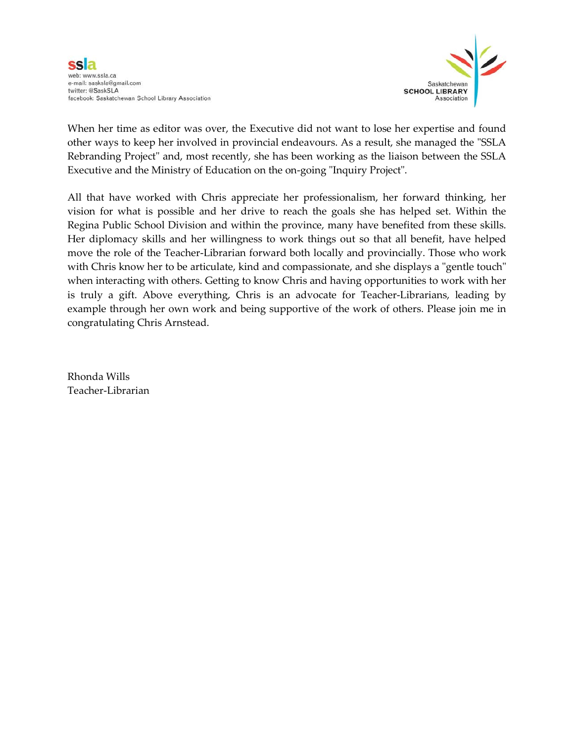When her time as editor was over, the Executive did not want to lose her expertise and found other ways to keep her involved in provincial endeavours. As a result, she managed the "SSLA Rebranding Project" and, most recently, she has been working as the liaison between the SSLA Executive and the Ministry of Education on the on-going "Inquiry Project".

All that have worked with Chris appreciate her professionalism, her forward thinking, her vision for what is possible and her drive to reach the goals she has helped set. Within the Regina Public School Division and within the province, many have benefited from these skills. Her diplomacy skills and her willingness to work things out so that all benefit, have helped move the role of the Teacher-Librarian forward both locally and provincially. Those who work with Chris know her to be articulate, kind and compassionate, and she displays a "gentle touch" when interacting with others. Getting to know Chris and having opportunities to work with her is truly a gift. Above everything, Chris is an advocate for Teacher-Librarians, leading by example through her own work and being supportive of the work of others. Please join me in congratulating Chris Arnstead.

Rhonda Wills
Teacher-Librarian